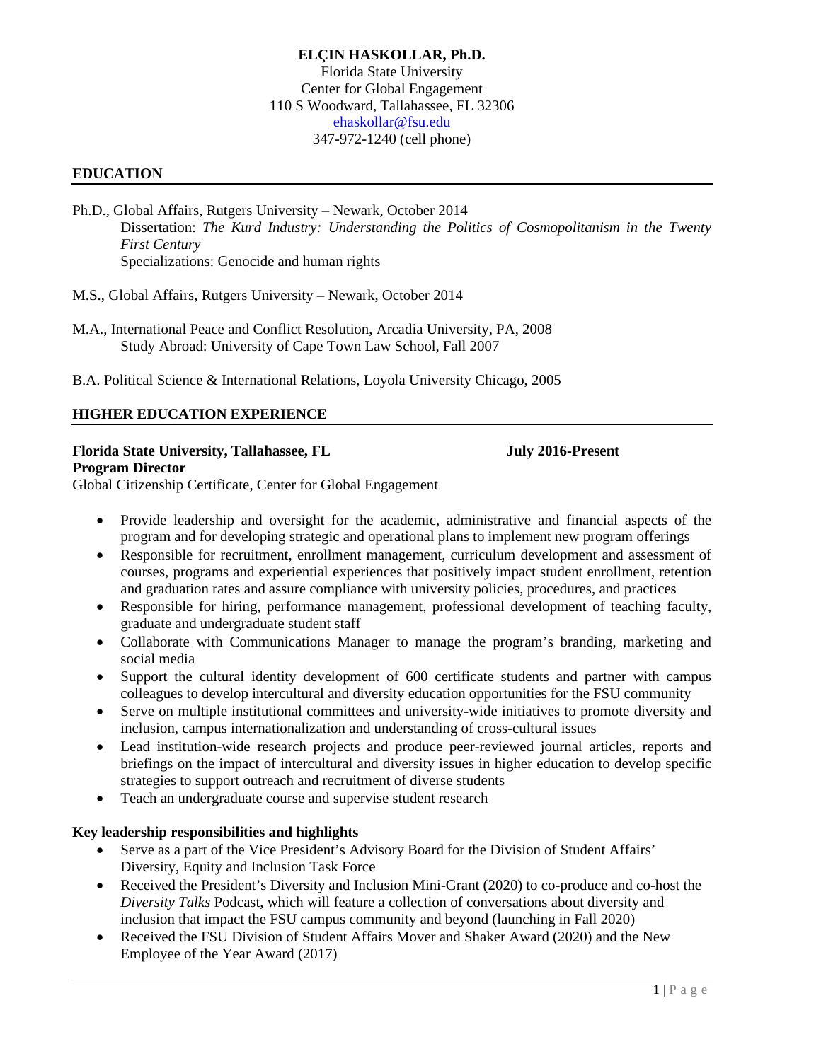**ELÇIN HASKOLLAR, Ph.D.**
Florida State University
Center for Global Engagement
110 S Woodward, Tallahassee, FL 32306
ehaskollar@fsu.edu
347-972-1240 (cell phone)

## EDUCATION

Ph.D., Global Affairs, Rutgers University – Newark, October 2014
Dissertation: *The Kurd Industry: Understanding the Politics of Cosmopolitanism in the Twenty First Century*
Specializations: Genocide and human rights

M.S., Global Affairs, Rutgers University – Newark, October 2014

M.A., International Peace and Conflict Resolution, Arcadia University, PA, 2008
Study Abroad: University of Cape Town Law School, Fall 2007

B.A. Political Science & International Relations, Loyola University Chicago, 2005

## HIGHER EDUCATION EXPERIENCE

**Florida State University, Tallahassee, FL** **July 2016-Present**
**Program Director**
Global Citizenship Certificate, Center for Global Engagement

- Provide leadership and oversight for the academic, administrative and financial aspects of the program and for developing strategic and operational plans to implement new program offerings
- Responsible for recruitment, enrollment management, curriculum development and assessment of courses, programs and experiential experiences that positively impact student enrollment, retention and graduation rates and assure compliance with university policies, procedures, and practices
- Responsible for hiring, performance management, professional development of teaching faculty, graduate and undergraduate student staff
- Collaborate with Communications Manager to manage the program's branding, marketing and social media
- Support the cultural identity development of 600 certificate students and partner with campus colleagues to develop intercultural and diversity education opportunities for the FSU community
- Serve on multiple institutional committees and university-wide initiatives to promote diversity and inclusion, campus internationalization and understanding of cross-cultural issues
- Lead institution-wide research projects and produce peer-reviewed journal articles, reports and briefings on the impact of intercultural and diversity issues in higher education to develop specific strategies to support outreach and recruitment of diverse students
- Teach an undergraduate course and supervise student research

**Key leadership responsibilities and highlights**

- Serve as a part of the Vice President's Advisory Board for the Division of Student Affairs' Diversity, Equity and Inclusion Task Force
- Received the President's Diversity and Inclusion Mini-Grant (2020) to co-produce and co-host the *Diversity Talks* Podcast, which will feature a collection of conversations about diversity and inclusion that impact the FSU campus community and beyond (launching in Fall 2020)
- Received the FSU Division of Student Affairs Mover and Shaker Award (2020) and the New Employee of the Year Award (2017)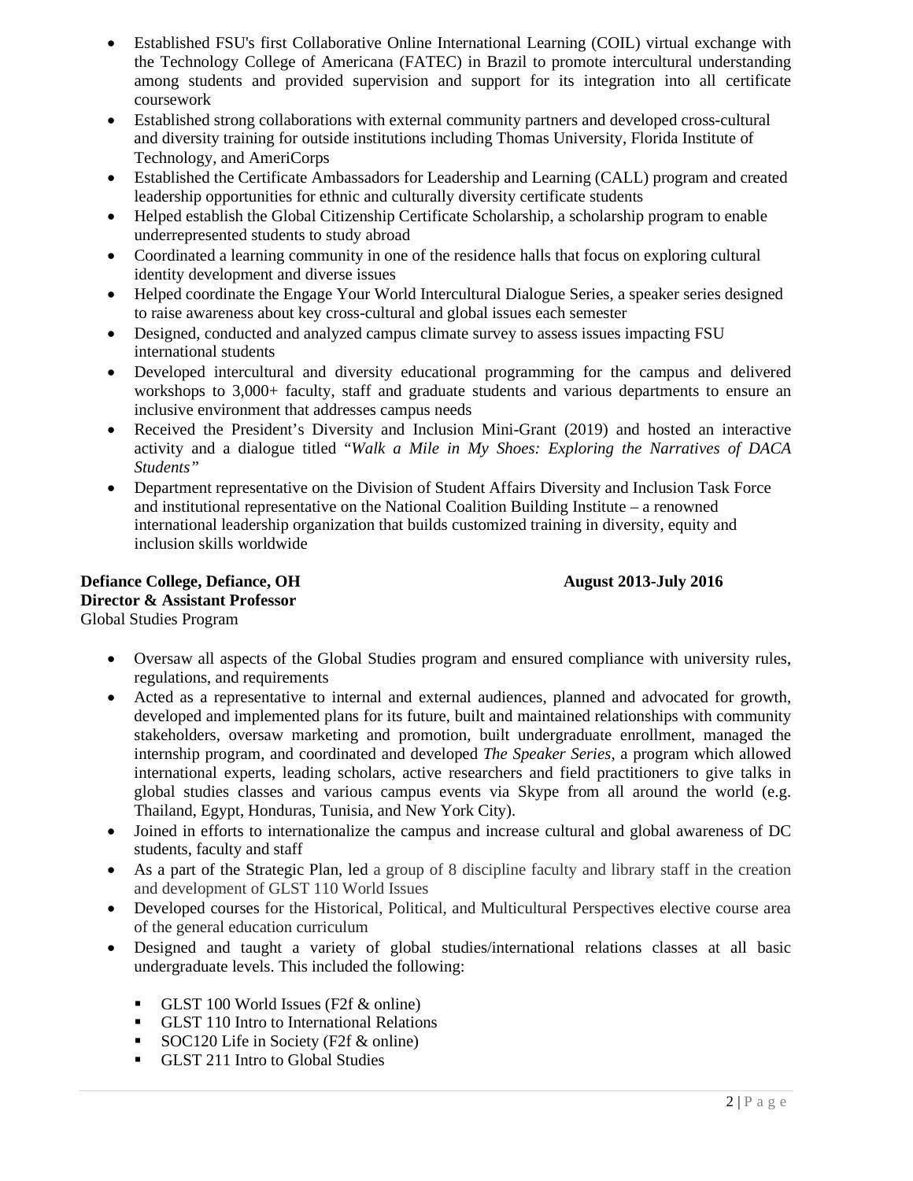- Established FSU's first Collaborative Online International Learning (COIL) virtual exchange with the Technology College of Americana (FATEC) in Brazil to promote intercultural understanding among students and provided supervision and support for its integration into all certificate coursework
- Established strong collaborations with external community partners and developed cross-cultural and diversity training for outside institutions including Thomas University, Florida Institute of Technology, and AmeriCorps
- Established the Certificate Ambassadors for Leadership and Learning (CALL) program and created leadership opportunities for ethnic and culturally diversity certificate students
- Helped establish the Global Citizenship Certificate Scholarship, a scholarship program to enable underrepresented students to study abroad
- Coordinated a learning community in one of the residence halls that focus on exploring cultural identity development and diverse issues
- Helped coordinate the Engage Your World Intercultural Dialogue Series, a speaker series designed to raise awareness about key cross-cultural and global issues each semester
- Designed, conducted and analyzed campus climate survey to assess issues impacting FSU international students
- Developed intercultural and diversity educational programming for the campus and delivered workshops to 3,000+ faculty, staff and graduate students and various departments to ensure an inclusive environment that addresses campus needs
- Received the President's Diversity and Inclusion Mini-Grant (2019) and hosted an interactive activity and a dialogue titled "*Walk a Mile in My Shoes: Exploring the Narratives of DACA Students"*
- Department representative on the Division of Student Affairs Diversity and Inclusion Task Force and institutional representative on the National Coalition Building Institute – a renowned international leadership organization that builds customized training in diversity, equity and inclusion skills worldwide

**Defiance College, Defiance, OH** **August 2013-July 2016**
**Director & Assistant Professor**
Global Studies Program

- Oversaw all aspects of the Global Studies program and ensured compliance with university rules, regulations, and requirements
- Acted as a representative to internal and external audiences, planned and advocated for growth, developed and implemented plans for its future, built and maintained relationships with community stakeholders, oversaw marketing and promotion, built undergraduate enrollment, managed the internship program, and coordinated and developed *The Speaker Series*, a program which allowed international experts, leading scholars, active researchers and field practitioners to give talks in global studies classes and various campus events via Skype from all around the world (e.g. Thailand, Egypt, Honduras, Tunisia, and New York City).
- Joined in efforts to internationalize the campus and increase cultural and global awareness of DC students, faculty and staff
- As a part of the Strategic Plan, led a group of 8 discipline faculty and library staff in the creation and development of GLST 110 World Issues
- Developed courses for the Historical, Political, and Multicultural Perspectives elective course area of the general education curriculum
- Designed and taught a variety of global studies/international relations classes at all basic undergraduate levels. This included the following:
  - GLST 100 World Issues (F2f & online)
  - GLST 110 Intro to International Relations
  - SOC120 Life in Society (F2f & online)
  - GLST 211 Intro to Global Studies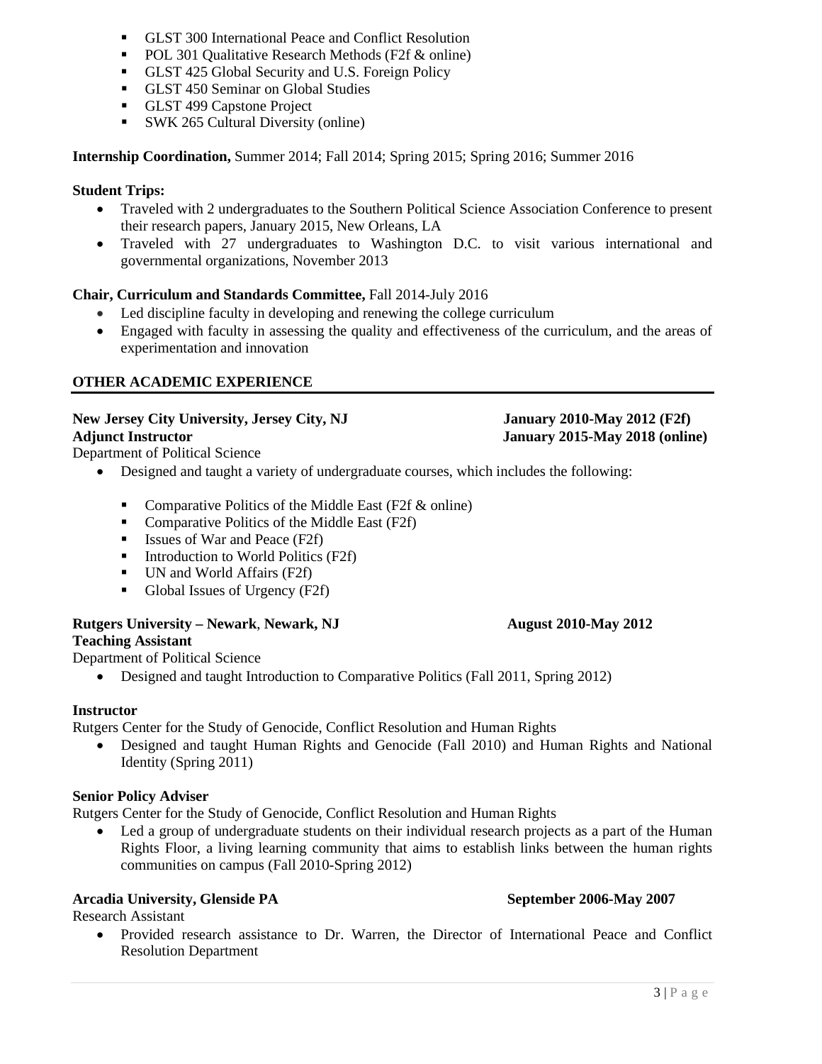- GLST 300 International Peace and Conflict Resolution
- POL 301 Qualitative Research Methods (F2f & online)
- GLST 425 Global Security and U.S. Foreign Policy
- GLST 450 Seminar on Global Studies
- GLST 499 Capstone Project
- SWK 265 Cultural Diversity (online)

**Internship Coordination,** Summer 2014; Fall 2014; Spring 2015; Spring 2016; Summer 2016

**Student Trips:**

- Traveled with 2 undergraduates to the Southern Political Science Association Conference to present their research papers, January 2015, New Orleans, LA
- Traveled with 27 undergraduates to Washington D.C. to visit various international and governmental organizations, November 2013

**Chair, Curriculum and Standards Committee,** Fall 2014-July 2016

- Led discipline faculty in developing and renewing the college curriculum
- Engaged with faculty in assessing the quality and effectiveness of the curriculum, and the areas of experimentation and innovation

## OTHER ACADEMIC EXPERIENCE

**New Jersey City University, Jersey City, NJ** — **January 2010-May 2012 (F2f)**
**Adjunct Instructor** — **January 2015-May 2018 (online)**
Department of Political Science

- Designed and taught a variety of undergraduate courses, which includes the following:
  - Comparative Politics of the Middle East (F2f & online)
  - Comparative Politics of the Middle East (F2f)
  - Issues of War and Peace (F2f)
  - Introduction to World Politics (F2f)
  - UN and World Affairs (F2f)
  - Global Issues of Urgency (F2f)

**Rutgers University – Newark, Newark, NJ** — **August 2010-May 2012**
**Teaching Assistant**
Department of Political Science

- Designed and taught Introduction to Comparative Politics (Fall 2011, Spring 2012)

**Instructor**
Rutgers Center for the Study of Genocide, Conflict Resolution and Human Rights

- Designed and taught Human Rights and Genocide (Fall 2010) and Human Rights and National Identity (Spring 2011)

**Senior Policy Adviser**
Rutgers Center for the Study of Genocide, Conflict Resolution and Human Rights

- Led a group of undergraduate students on their individual research projects as a part of the Human Rights Floor, a living learning community that aims to establish links between the human rights communities on campus (Fall 2010-Spring 2012)

**Arcadia University, Glenside PA** — **September 2006-May 2007**
Research Assistant

- Provided research assistance to Dr. Warren, the Director of International Peace and Conflict Resolution Department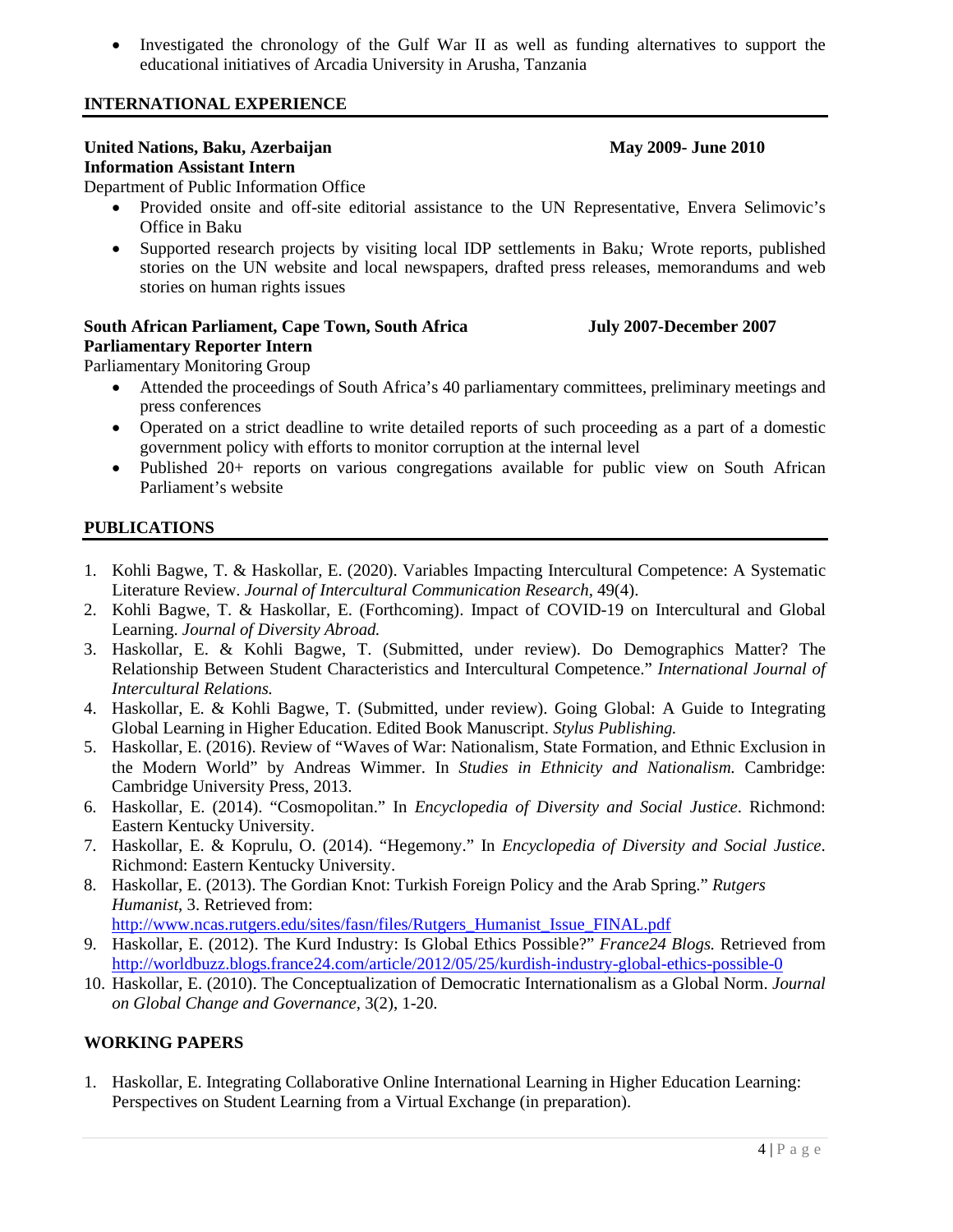- Investigated the chronology of the Gulf War II as well as funding alternatives to support the educational initiatives of Arcadia University in Arusha, Tanzania

## INTERNATIONAL EXPERIENCE

**United Nations, Baku, Azerbaijan** **May 2009- June 2010**
**Information Assistant Intern**
Department of Public Information Office

- Provided onsite and off-site editorial assistance to the UN Representative, Envera Selimovic's Office in Baku
- Supported research projects by visiting local IDP settlements in Baku*;* Wrote reports, published stories on the UN website and local newspapers, drafted press releases, memorandums and web stories on human rights issues

**South African Parliament, Cape Town, South Africa** **July 2007-December 2007**
**Parliamentary Reporter Intern**
Parliamentary Monitoring Group

- Attended the proceedings of South Africa's 40 parliamentary committees, preliminary meetings and press conferences
- Operated on a strict deadline to write detailed reports of such proceeding as a part of a domestic government policy with efforts to monitor corruption at the internal level
- Published 20+ reports on various congregations available for public view on South African Parliament's website

## PUBLICATIONS

1. Kohli Bagwe, T. & Haskollar, E. (2020). Variables Impacting Intercultural Competence: A Systematic Literature Review. *Journal of Intercultural Communication Research*, 49(4).
2. Kohli Bagwe, T. & Haskollar, E. (Forthcoming). Impact of COVID-19 on Intercultural and Global Learning. *Journal of Diversity Abroad.*
3. Haskollar, E. & Kohli Bagwe, T. (Submitted, under review). Do Demographics Matter? The Relationship Between Student Characteristics and Intercultural Competence." *International Journal of Intercultural Relations.*
4. Haskollar, E. & Kohli Bagwe, T. (Submitted, under review). Going Global: A Guide to Integrating Global Learning in Higher Education. Edited Book Manuscript. *Stylus Publishing.*
5. Haskollar, E. (2016). Review of "Waves of War: Nationalism, State Formation, and Ethnic Exclusion in the Modern World" by Andreas Wimmer. In *Studies in Ethnicity and Nationalism.* Cambridge: Cambridge University Press, 2013.
6. Haskollar, E. (2014). "Cosmopolitan." In *Encyclopedia of Diversity and Social Justice*. Richmond: Eastern Kentucky University.
7. Haskollar, E. & Koprulu, O. (2014). "Hegemony." In *Encyclopedia of Diversity and Social Justice*. Richmond: Eastern Kentucky University.
8. Haskollar, E. (2013). The Gordian Knot: Turkish Foreign Policy and the Arab Spring." *Rutgers Humanist*, 3. Retrieved from: http://www.ncas.rutgers.edu/sites/fasn/files/Rutgers_Humanist_Issue_FINAL.pdf
9. Haskollar, E. (2012). The Kurd Industry: Is Global Ethics Possible?" *France24 Blogs.* Retrieved from http://worldbuzz.blogs.france24.com/article/2012/05/25/kurdish-industry-global-ethics-possible-0
10. Haskollar, E. (2010). The Conceptualization of Democratic Internationalism as a Global Norm. *Journal on Global Change and Governance*, 3(2), 1-20.

## WORKING PAPERS

1. Haskollar, E. Integrating Collaborative Online International Learning in Higher Education Learning: Perspectives on Student Learning from a Virtual Exchange (in preparation).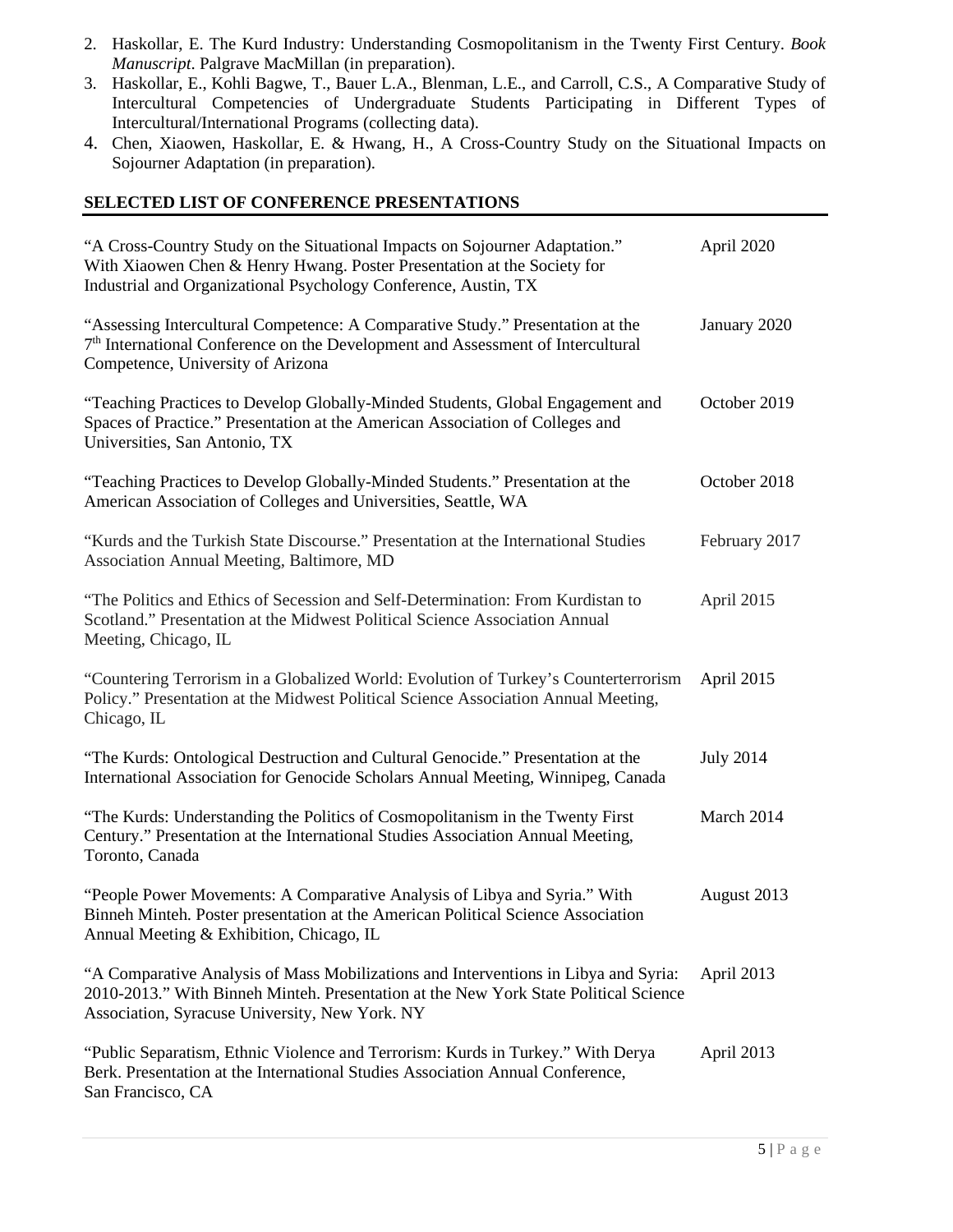2. Haskollar, E. The Kurd Industry: Understanding Cosmopolitanism in the Twenty First Century. *Book Manuscript*. Palgrave MacMillan (in preparation).
3. Haskollar, E., Kohli Bagwe, T., Bauer L.A., Blenman, L.E., and Carroll, C.S., A Comparative Study of Intercultural Competencies of Undergraduate Students Participating in Different Types of Intercultural/International Programs (collecting data).
4. Chen, Xiaowen, Haskollar, E. & Hwang, H., A Cross-Country Study on the Situational Impacts on Sojourner Adaptation (in preparation).

## SELECTED LIST OF CONFERENCE PRESENTATIONS

"A Cross-Country Study on the Situational Impacts on Sojourner Adaptation." With Xiaowen Chen & Henry Hwang. Poster Presentation at the Society for Industrial and Organizational Psychology Conference, Austin, TX — April 2020

"Assessing Intercultural Competence: A Comparative Study." Presentation at the 7th International Conference on the Development and Assessment of Intercultural Competence, University of Arizona — January 2020

"Teaching Practices to Develop Globally-Minded Students, Global Engagement and Spaces of Practice." Presentation at the American Association of Colleges and Universities, San Antonio, TX — October 2019

"Teaching Practices to Develop Globally-Minded Students." Presentation at the American Association of Colleges and Universities, Seattle, WA — October 2018

"Kurds and the Turkish State Discourse." Presentation at the International Studies Association Annual Meeting, Baltimore, MD — February 2017

"The Politics and Ethics of Secession and Self-Determination: From Kurdistan to Scotland." Presentation at the Midwest Political Science Association Annual Meeting, Chicago, IL — April 2015

"Countering Terrorism in a Globalized World: Evolution of Turkey's Counterterrorism Policy." Presentation at the Midwest Political Science Association Annual Meeting, Chicago, IL — April 2015

"The Kurds: Ontological Destruction and Cultural Genocide." Presentation at the International Association for Genocide Scholars Annual Meeting, Winnipeg, Canada — July 2014

"The Kurds: Understanding the Politics of Cosmopolitanism in the Twenty First Century." Presentation at the International Studies Association Annual Meeting, Toronto, Canada — March 2014

"People Power Movements: A Comparative Analysis of Libya and Syria." With Binneh Minteh. Poster presentation at the American Political Science Association Annual Meeting & Exhibition, Chicago, IL — August 2013

"A Comparative Analysis of Mass Mobilizations and Interventions in Libya and Syria: 2010-2013." With Binneh Minteh. Presentation at the New York State Political Science Association, Syracuse University, New York. NY — April 2013

"Public Separatism, Ethnic Violence and Terrorism: Kurds in Turkey." With Derya Berk. Presentation at the International Studies Association Annual Conference, San Francisco, CA — April 2013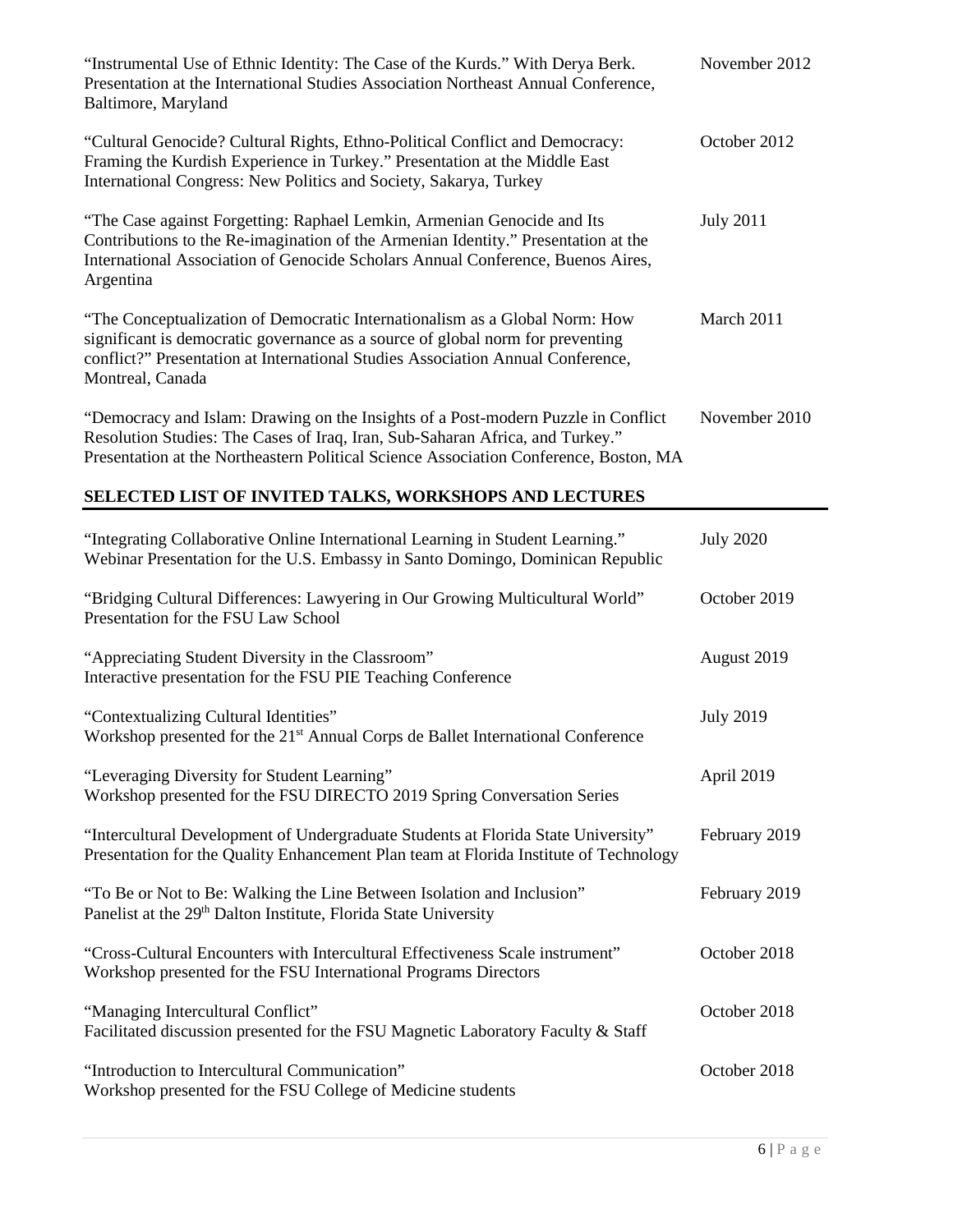"Instrumental Use of Ethnic Identity: The Case of the Kurds." With Derya Berk. Presentation at the International Studies Association Northeast Annual Conference, Baltimore, Maryland — November 2012

"Cultural Genocide? Cultural Rights, Ethno-Political Conflict and Democracy: Framing the Kurdish Experience in Turkey." Presentation at the Middle East International Congress: New Politics and Society, Sakarya, Turkey — October 2012

"The Case against Forgetting: Raphael Lemkin, Armenian Genocide and Its Contributions to the Re-imagination of the Armenian Identity." Presentation at the International Association of Genocide Scholars Annual Conference, Buenos Aires, Argentina — July 2011

"The Conceptualization of Democratic Internationalism as a Global Norm: How significant is democratic governance as a source of global norm for preventing conflict?" Presentation at International Studies Association Annual Conference, Montreal, Canada — March 2011

"Democracy and Islam: Drawing on the Insights of a Post-modern Puzzle in Conflict Resolution Studies: The Cases of Iraq, Iran, Sub-Saharan Africa, and Turkey." Presentation at the Northeastern Political Science Association Conference, Boston, MA — November 2010

## SELECTED LIST OF INVITED TALKS, WORKSHOPS AND LECTURES

"Integrating Collaborative Online International Learning in Student Learning." Webinar Presentation for the U.S. Embassy in Santo Domingo, Dominican Republic — July 2020

"Bridging Cultural Differences: Lawyering in Our Growing Multicultural World" Presentation for the FSU Law School — October 2019

"Appreciating Student Diversity in the Classroom" Interactive presentation for the FSU PIE Teaching Conference — August 2019

"Contextualizing Cultural Identities" Workshop presented for the 21st Annual Corps de Ballet International Conference — July 2019

"Leveraging Diversity for Student Learning" Workshop presented for the FSU DIRECTO 2019 Spring Conversation Series — April 2019

"Intercultural Development of Undergraduate Students at Florida State University" Presentation for the Quality Enhancement Plan team at Florida Institute of Technology — February 2019

"To Be or Not to Be: Walking the Line Between Isolation and Inclusion" Panelist at the 29th Dalton Institute, Florida State University — February 2019

"Cross-Cultural Encounters with Intercultural Effectiveness Scale instrument" Workshop presented for the FSU International Programs Directors — October 2018

"Managing Intercultural Conflict" Facilitated discussion presented for the FSU Magnetic Laboratory Faculty & Staff — October 2018

"Introduction to Intercultural Communication" Workshop presented for the FSU College of Medicine students — October 2018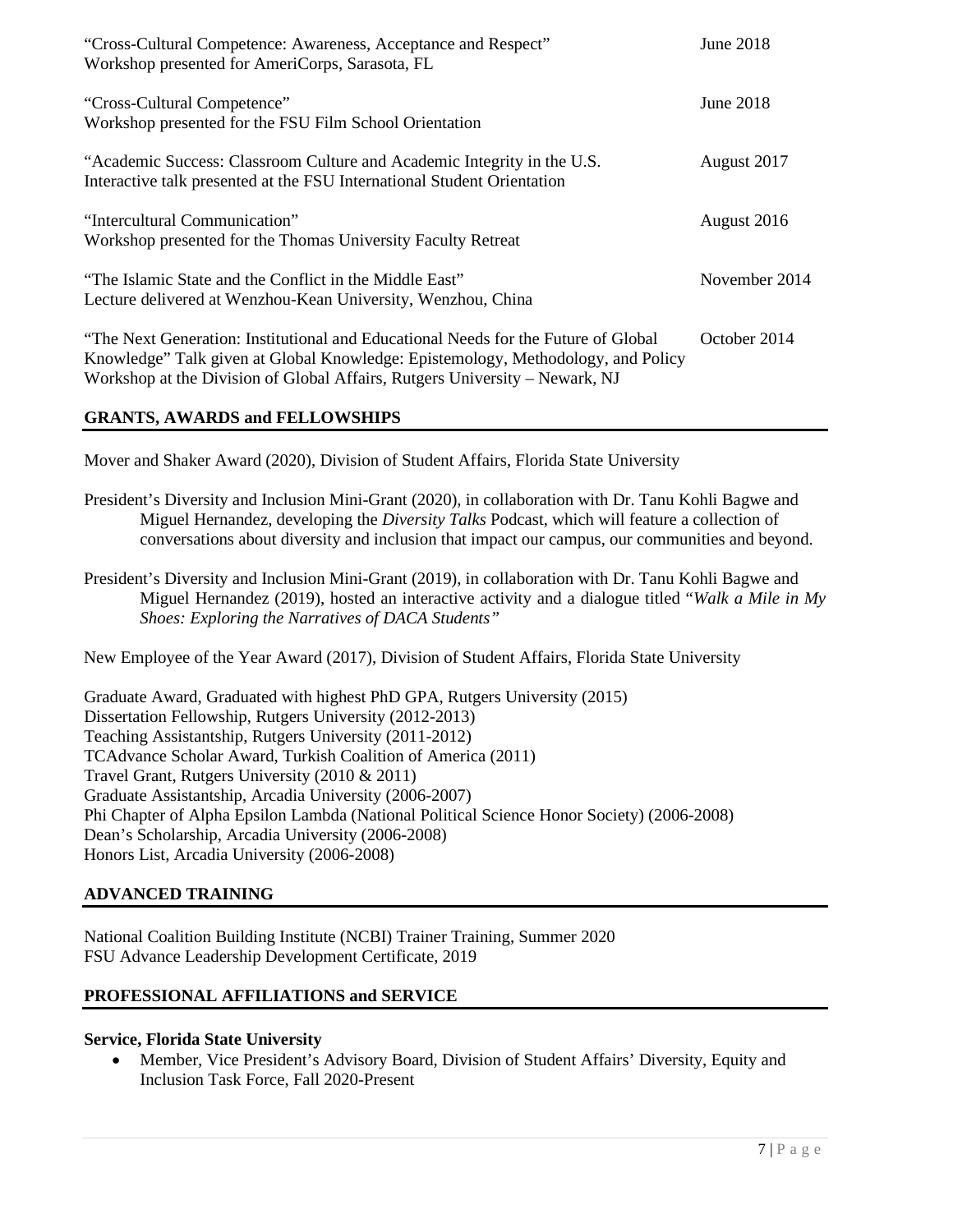"Cross-Cultural Competence: Awareness, Acceptance and Respect" — June 2018
Workshop presented for AmeriCorps, Sarasota, FL

"Cross-Cultural Competence" — June 2018
Workshop presented for the FSU Film School Orientation

"Academic Success: Classroom Culture and Academic Integrity in the U.S. — August 2017
Interactive talk presented at the FSU International Student Orientation

"Intercultural Communication" — August 2016
Workshop presented for the Thomas University Faculty Retreat

"The Islamic State and the Conflict in the Middle East" — November 2014
Lecture delivered at Wenzhou-Kean University, Wenzhou, China

"The Next Generation: Institutional and Educational Needs for the Future of Global Knowledge" Talk given at Global Knowledge: Epistemology, Methodology, and Policy Workshop at the Division of Global Affairs, Rutgers University – Newark, NJ — October 2014

## GRANTS, AWARDS and FELLOWSHIPS

Mover and Shaker Award (2020), Division of Student Affairs, Florida State University

President's Diversity and Inclusion Mini-Grant (2020), in collaboration with Dr. Tanu Kohli Bagwe and Miguel Hernandez, developing the *Diversity Talks* Podcast, which will feature a collection of conversations about diversity and inclusion that impact our campus, our communities and beyond.

President's Diversity and Inclusion Mini-Grant (2019), in collaboration with Dr. Tanu Kohli Bagwe and Miguel Hernandez (2019), hosted an interactive activity and a dialogue titled "*Walk a Mile in My Shoes: Exploring the Narratives of DACA Students"*

New Employee of the Year Award (2017), Division of Student Affairs, Florida State University

Graduate Award, Graduated with highest PhD GPA, Rutgers University (2015)
Dissertation Fellowship, Rutgers University (2012-2013)
Teaching Assistantship, Rutgers University (2011-2012)
TCAdvance Scholar Award, Turkish Coalition of America (2011)
Travel Grant, Rutgers University (2010 & 2011)
Graduate Assistantship, Arcadia University (2006-2007)
Phi Chapter of Alpha Epsilon Lambda (National Political Science Honor Society) (2006-2008)
Dean's Scholarship, Arcadia University (2006-2008)
Honors List, Arcadia University (2006-2008)

## ADVANCED TRAINING

National Coalition Building Institute (NCBI) Trainer Training, Summer 2020
FSU Advance Leadership Development Certificate, 2019

## PROFESSIONAL AFFILIATIONS and SERVICE

**Service, Florida State University**

- Member, Vice President's Advisory Board, Division of Student Affairs' Diversity, Equity and Inclusion Task Force, Fall 2020-Present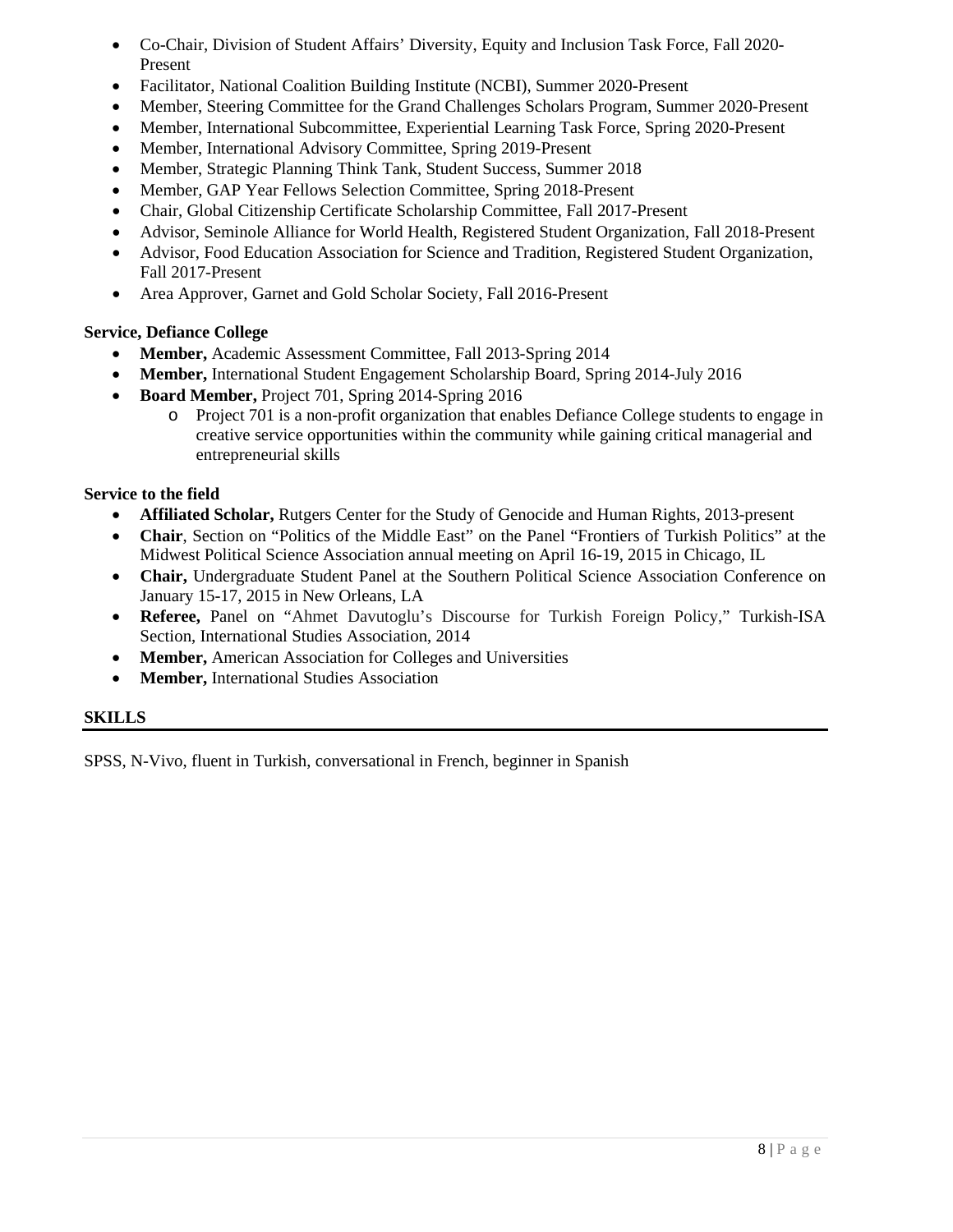- Co-Chair, Division of Student Affairs' Diversity, Equity and Inclusion Task Force, Fall 2020-Present
- Facilitator, National Coalition Building Institute (NCBI), Summer 2020-Present
- Member, Steering Committee for the Grand Challenges Scholars Program, Summer 2020-Present
- Member, International Subcommittee, Experiential Learning Task Force, Spring 2020-Present
- Member, International Advisory Committee, Spring 2019-Present
- Member, Strategic Planning Think Tank, Student Success, Summer 2018
- Member, GAP Year Fellows Selection Committee, Spring 2018-Present
- Chair, Global Citizenship Certificate Scholarship Committee, Fall 2017-Present
- Advisor, Seminole Alliance for World Health, Registered Student Organization, Fall 2018-Present
- Advisor, Food Education Association for Science and Tradition, Registered Student Organization, Fall 2017-Present
- Area Approver, Garnet and Gold Scholar Society, Fall 2016-Present

**Service, Defiance College**

- **Member,** Academic Assessment Committee, Fall 2013-Spring 2014
- **Member,** International Student Engagement Scholarship Board, Spring 2014-July 2016
- **Board Member,** Project 701, Spring 2014-Spring 2016
    - Project 701 is a non-profit organization that enables Defiance College students to engage in creative service opportunities within the community while gaining critical managerial and entrepreneurial skills

**Service to the field**

- **Affiliated Scholar,** Rutgers Center for the Study of Genocide and Human Rights, 2013-present
- **Chair**, Section on "Politics of the Middle East" on the Panel "Frontiers of Turkish Politics" at the Midwest Political Science Association annual meeting on April 16-19, 2015 in Chicago, IL
- **Chair,** Undergraduate Student Panel at the Southern Political Science Association Conference on January 15-17, 2015 in New Orleans, LA
- **Referee,** Panel on "Ahmet Davutoglu's Discourse for Turkish Foreign Policy," Turkish-ISA Section, International Studies Association, 2014
- **Member,** American Association for Colleges and Universities
- **Member,** International Studies Association

## SKILLS

SPSS, N-Vivo, fluent in Turkish, conversational in French, beginner in Spanish